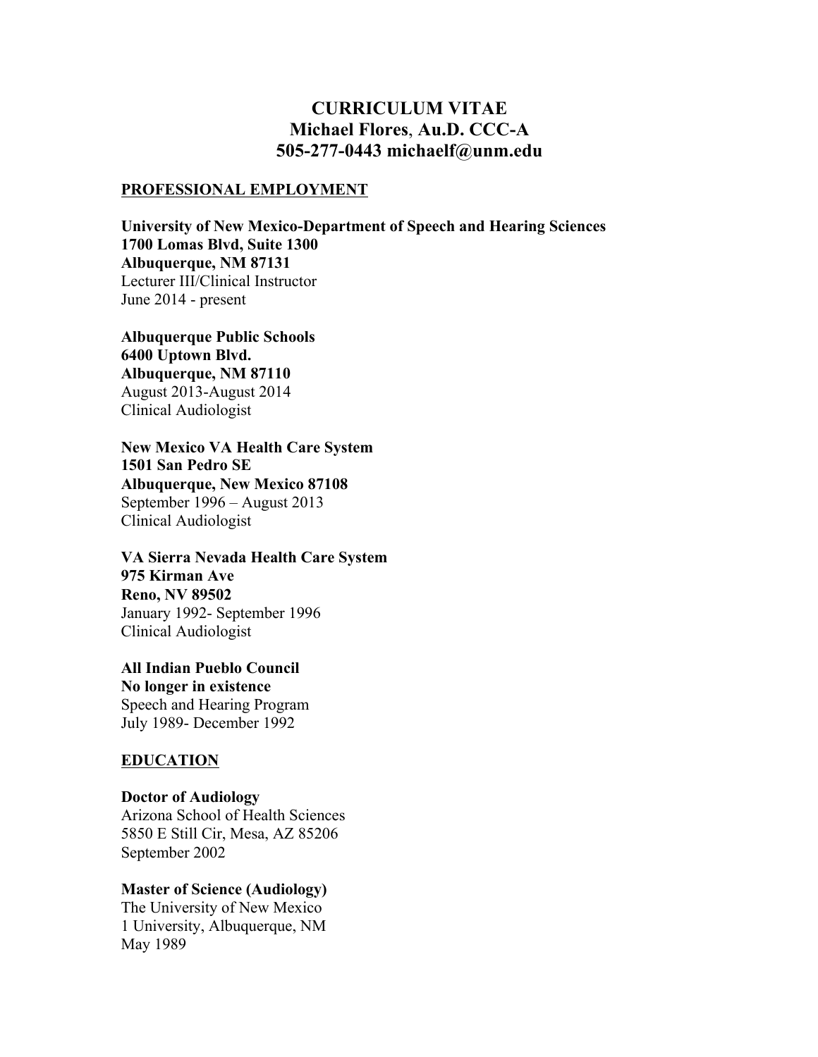# CURRICULUM VITAE
# Michael Flores, Au.D. CCC-A
# 505-277-0443 michaelf@unm.edu

## PROFESSIONAL EMPLOYMENT

**University of New Mexico-Department of Speech and Hearing Sciences**
**1700 Lomas Blvd, Suite 1300**
**Albuquerque, NM 87131**
Lecturer III/Clinical Instructor
June 2014 - present

**Albuquerque Public Schools**
**6400 Uptown Blvd.**
**Albuquerque, NM 87110**
August 2013-August 2014
Clinical Audiologist

**New Mexico VA Health Care System**
**1501 San Pedro SE**
**Albuquerque, New Mexico 87108**
September 1996 – August 2013
Clinical Audiologist

**VA Sierra Nevada Health Care System**
**975 Kirman Ave**
**Reno, NV 89502**
January 1992- September 1996
Clinical Audiologist

**All Indian Pueblo Council**
**No longer in existence**
Speech and Hearing Program
July 1989- December 1992

## EDUCATION

**Doctor of Audiology**
Arizona School of Health Sciences
5850 E Still Cir, Mesa, AZ 85206
September 2002

**Master of Science (Audiology)**
The University of New Mexico
1 University, Albuquerque, NM
May 1989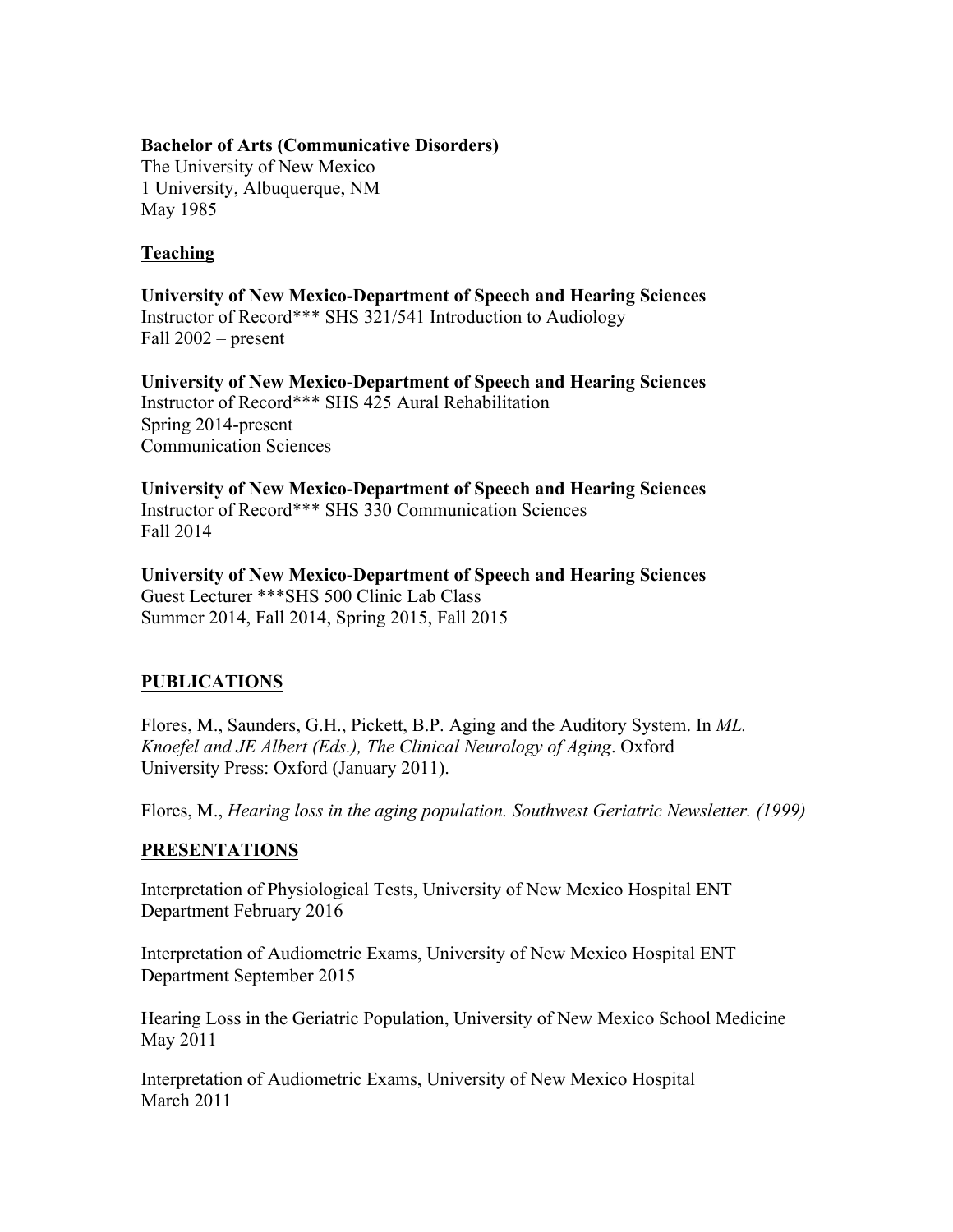**Bachelor of Arts (Communicative Disorders)**
The University of New Mexico
1 University, Albuquerque, NM
May 1985

## Teaching

**University of New Mexico-Department of Speech and Hearing Sciences**
Instructor of Record*** SHS 321/541 Introduction to Audiology
Fall 2002 – present

**University of New Mexico-Department of Speech and Hearing Sciences**
Instructor of Record*** SHS 425 Aural Rehabilitation
Spring 2014-present
Communication Sciences

**University of New Mexico-Department of Speech and Hearing Sciences**
Instructor of Record*** SHS 330 Communication Sciences
Fall 2014

**University of New Mexico-Department of Speech and Hearing Sciences**
Guest Lecturer ***SHS 500 Clinic Lab Class
Summer 2014, Fall 2014, Spring 2015, Fall 2015

## PUBLICATIONS

Flores, M., Saunders, G.H., Pickett, B.P. Aging and the Auditory System. In *ML. Knoefel and JE Albert (Eds.), The Clinical Neurology of Aging*. Oxford University Press: Oxford (January 2011).

Flores, M., *Hearing loss in the aging population. Southwest Geriatric Newsletter. (1999)*

## PRESENTATIONS

Interpretation of Physiological Tests, University of New Mexico Hospital ENT Department February 2016

Interpretation of Audiometric Exams, University of New Mexico Hospital ENT Department September 2015

Hearing Loss in the Geriatric Population, University of New Mexico School Medicine May 2011

Interpretation of Audiometric Exams, University of New Mexico Hospital
March 2011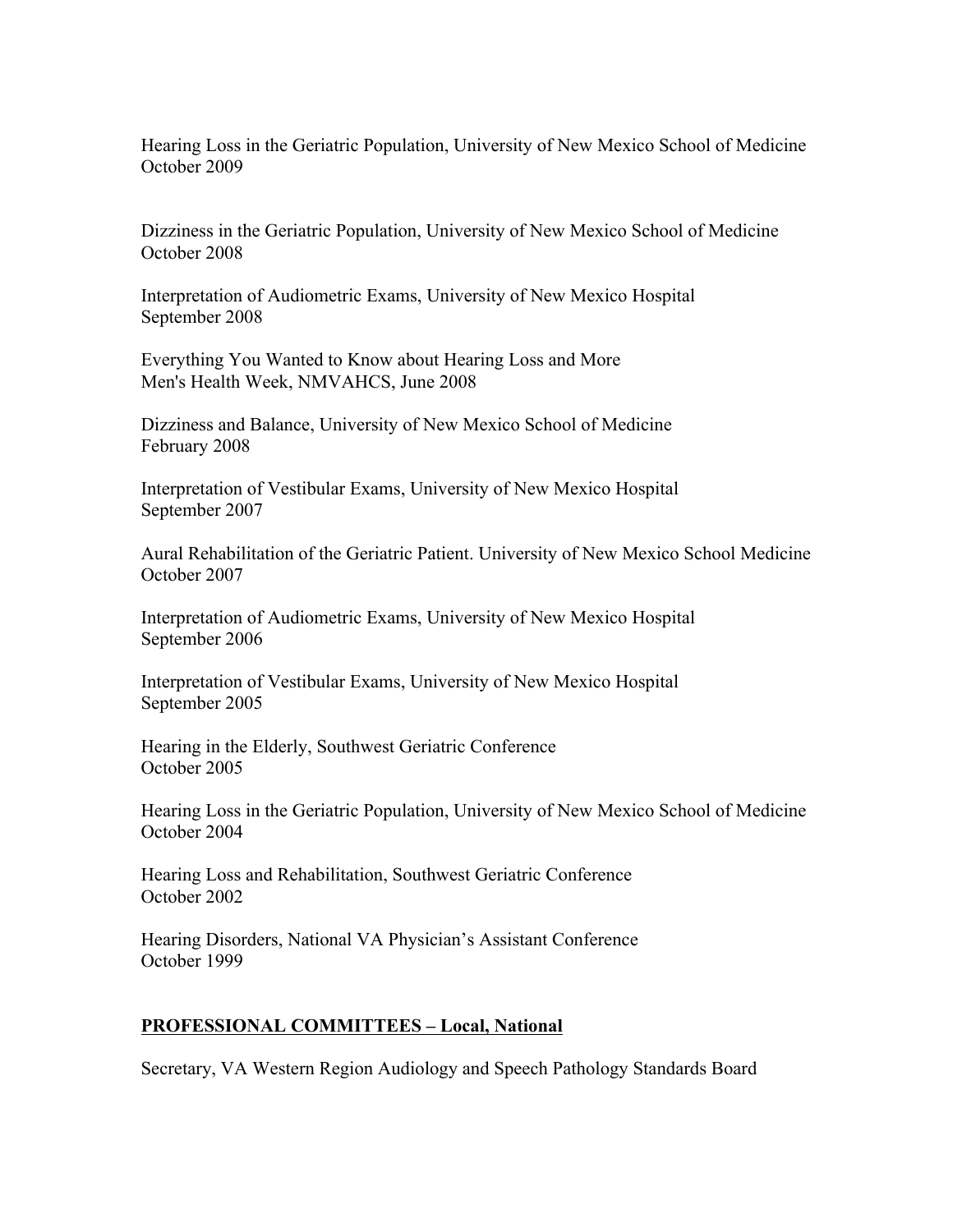Hearing Loss in the Geriatric Population, University of New Mexico School of Medicine
October 2009

Dizziness in the Geriatric Population, University of New Mexico School of Medicine
October 2008

Interpretation of Audiometric Exams, University of New Mexico Hospital
September 2008

Everything You Wanted to Know about Hearing Loss and More
Men's Health Week, NMVAHCS, June 2008

Dizziness and Balance, University of New Mexico School of Medicine
February 2008

Interpretation of Vestibular Exams, University of New Mexico Hospital
September 2007

Aural Rehabilitation of the Geriatric Patient. University of New Mexico School Medicine
October 2007

Interpretation of Audiometric Exams, University of New Mexico Hospital
September 2006

Interpretation of Vestibular Exams, University of New Mexico Hospital
September 2005

Hearing in the Elderly, Southwest Geriatric Conference
October 2005

Hearing Loss in the Geriatric Population, University of New Mexico School of Medicine
October 2004

Hearing Loss and Rehabilitation, Southwest Geriatric Conference
October 2002

Hearing Disorders, National VA Physician's Assistant Conference
October 1999

## **PROFESSIONAL COMMITTEES – Local, National**

Secretary, VA Western Region Audiology and Speech Pathology Standards Board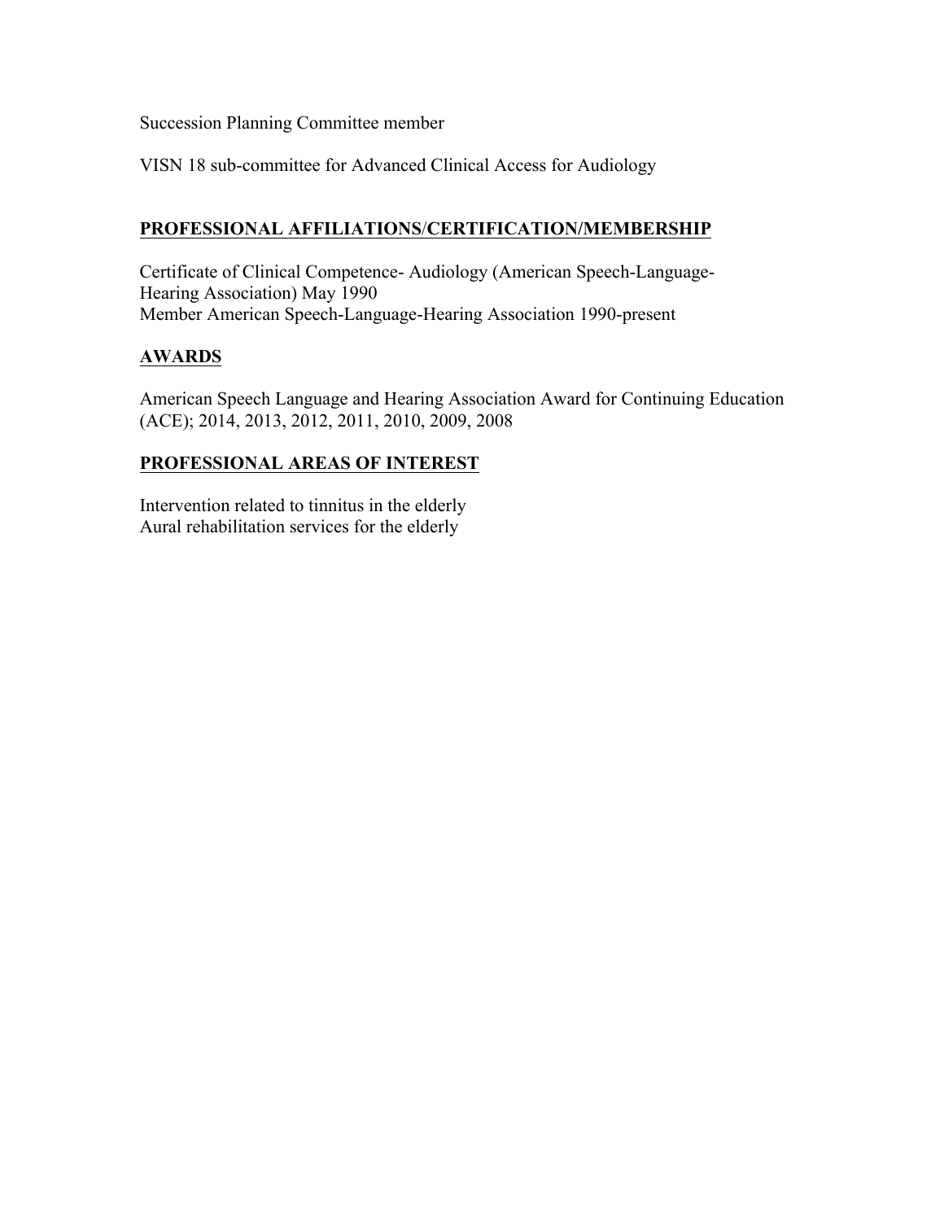Succession Planning Committee member

VISN 18 sub-committee for Advanced Clinical Access for Audiology

## **PROFESSIONAL AFFILIATIONS/CERTIFICATION/MEMBERSHIP**

Certificate of Clinical Competence- Audiology (American Speech-Language-Hearing Association) May 1990
Member American Speech-Language-Hearing Association 1990-present

## **AWARDS**

American Speech Language and Hearing Association Award for Continuing Education (ACE); 2014, 2013, 2012, 2011, 2010, 2009, 2008

## **PROFESSIONAL AREAS OF INTEREST**

Intervention related to tinnitus in the elderly
Aural rehabilitation services for the elderly